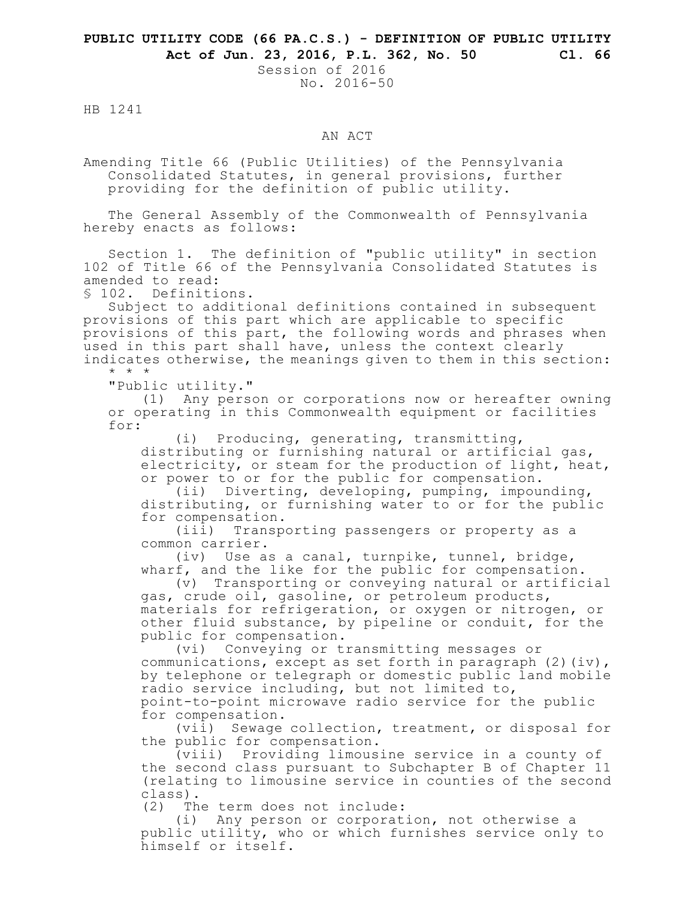**PUBLIC UTILITY CODE (66 PA.C.S.) - DEFINITION OF PUBLIC UTILITY**
**Act of Jun. 23, 2016, P.L. 362, No. 50 Cl. 66**

Session of 2016
No. 2016-50

HB 1241

AN ACT

Amending Title 66 (Public Utilities) of the Pennsylvania Consolidated Statutes, in general provisions, further providing for the definition of public utility.

The General Assembly of the Commonwealth of Pennsylvania hereby enacts as follows:

Section 1. The definition of "public utility" in section 102 of Title 66 of the Pennsylvania Consolidated Statutes is amended to read:

§ 102. Definitions.

Subject to additional definitions contained in subsequent provisions of this part which are applicable to specific provisions of this part, the following words and phrases when used in this part shall have, unless the context clearly indicates otherwise, the meanings given to them in this section:

\* \* \*

"Public utility."

(1) Any person or corporations now or hereafter owning or operating in this Commonwealth equipment or facilities for:

(i) Producing, generating, transmitting, distributing or furnishing natural or artificial gas, electricity, or steam for the production of light, heat, or power to or for the public for compensation.

(ii) Diverting, developing, pumping, impounding, distributing, or furnishing water to or for the public for compensation.

(iii) Transporting passengers or property as a common carrier.

(iv) Use as a canal, turnpike, tunnel, bridge, wharf, and the like for the public for compensation.

(v) Transporting or conveying natural or artificial gas, crude oil, gasoline, or petroleum products, materials for refrigeration, or oxygen or nitrogen, or other fluid substance, by pipeline or conduit, for the public for compensation.

(vi) Conveying or transmitting messages or communications, except as set forth in paragraph (2)(iv), by telephone or telegraph or domestic public land mobile radio service including, but not limited to, point-to-point microwave radio service for the public for compensation.

(vii) Sewage collection, treatment, or disposal for the public for compensation.

(viii) Providing limousine service in a county of the second class pursuant to Subchapter B of Chapter 11 (relating to limousine service in counties of the second class).

(2) The term does not include:

(i) Any person or corporation, not otherwise a public utility, who or which furnishes service only to himself or itself.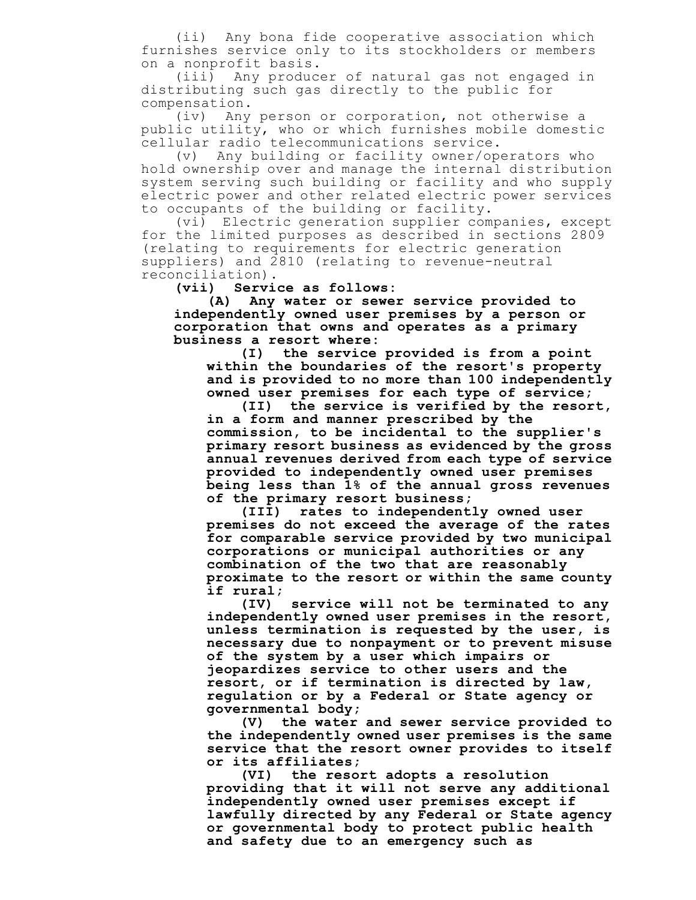(ii) Any bona fide cooperative association which furnishes service only to its stockholders or members on a nonprofit basis.

(iii) Any producer of natural gas not engaged in distributing such gas directly to the public for compensation.

(iv) Any person or corporation, not otherwise a public utility, who or which furnishes mobile domestic cellular radio telecommunications service.

(v) Any building or facility owner/operators who hold ownership over and manage the internal distribution system serving such building or facility and who supply electric power and other related electric power services to occupants of the building or facility.

(vi) Electric generation supplier companies, except for the limited purposes as described in sections 2809 (relating to requirements for electric generation suppliers) and 2810 (relating to revenue-neutral reconciliation).

**(vii) Service as follows:**

**(A) Any water or sewer service provided to independently owned user premises by a person or corporation that owns and operates as a primary business a resort where:**

**(I) the service provided is from a point within the boundaries of the resort's property and is provided to no more than 100 independently owned user premises for each type of service;**

**(II) the service is verified by the resort, in a form and manner prescribed by the commission, to be incidental to the supplier's primary resort business as evidenced by the gross annual revenues derived from each type of service provided to independently owned user premises being less than 1% of the annual gross revenues of the primary resort business;**

**(III) rates to independently owned user premises do not exceed the average of the rates for comparable service provided by two municipal corporations or municipal authorities or any combination of the two that are reasonably proximate to the resort or within the same county if rural;**

**(IV) service will not be terminated to any independently owned user premises in the resort, unless termination is requested by the user, is necessary due to nonpayment or to prevent misuse of the system by a user which impairs or jeopardizes service to other users and the resort, or if termination is directed by law, regulation or by a Federal or State agency or governmental body;**

**(V) the water and sewer service provided to the independently owned user premises is the same service that the resort owner provides to itself or its affiliates;**

**(VI) the resort adopts a resolution providing that it will not serve any additional independently owned user premises except if lawfully directed by any Federal or State agency or governmental body to protect public health and safety due to an emergency such as**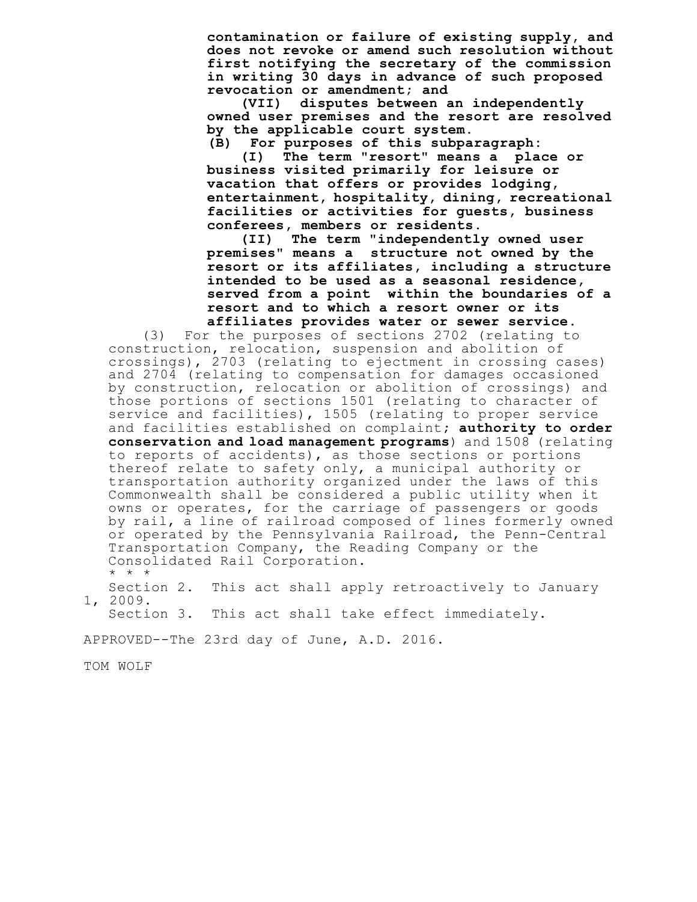**contamination or failure of existing supply, and does not revoke or amend such resolution without first notifying the secretary of the commission in writing 30 days in advance of such proposed revocation or amendment; and**

**(VII) disputes between an independently owned user premises and the resort are resolved by the applicable court system.**

**(B) For purposes of this subparagraph:**

**(I) The term "resort" means a place or business visited primarily for leisure or vacation that offers or provides lodging, entertainment, hospitality, dining, recreational facilities or activities for guests, business conferees, members or residents.**

**(II) The term "independently owned user premises" means a structure not owned by the resort or its affiliates, including a structure intended to be used as a seasonal residence, served from a point within the boundaries of a resort and to which a resort owner or its affiliates provides water or sewer service.**

(3) For the purposes of sections 2702 (relating to construction, relocation, suspension and abolition of crossings), 2703 (relating to ejectment in crossing cases) and 2704 (relating to compensation for damages occasioned by construction, relocation or abolition of crossings) and those portions of sections 1501 (relating to character of service and facilities), 1505 (relating to proper service and facilities established on complaint**; authority to order conservation and load management programs**) and 1508 (relating to reports of accidents), as those sections or portions thereof relate to safety only, a municipal authority or transportation authority organized under the laws of this Commonwealth shall be considered a public utility when it owns or operates, for the carriage of passengers or goods by rail, a line of railroad composed of lines formerly owned or operated by the Pennsylvania Railroad, the Penn-Central Transportation Company, the Reading Company or the Consolidated Rail Corporation.

\* \* \*

Section 2. This act shall apply retroactively to January 1, 2009.

Section 3. This act shall take effect immediately.

APPROVED--The 23rd day of June, A.D. 2016.

TOM WOLF